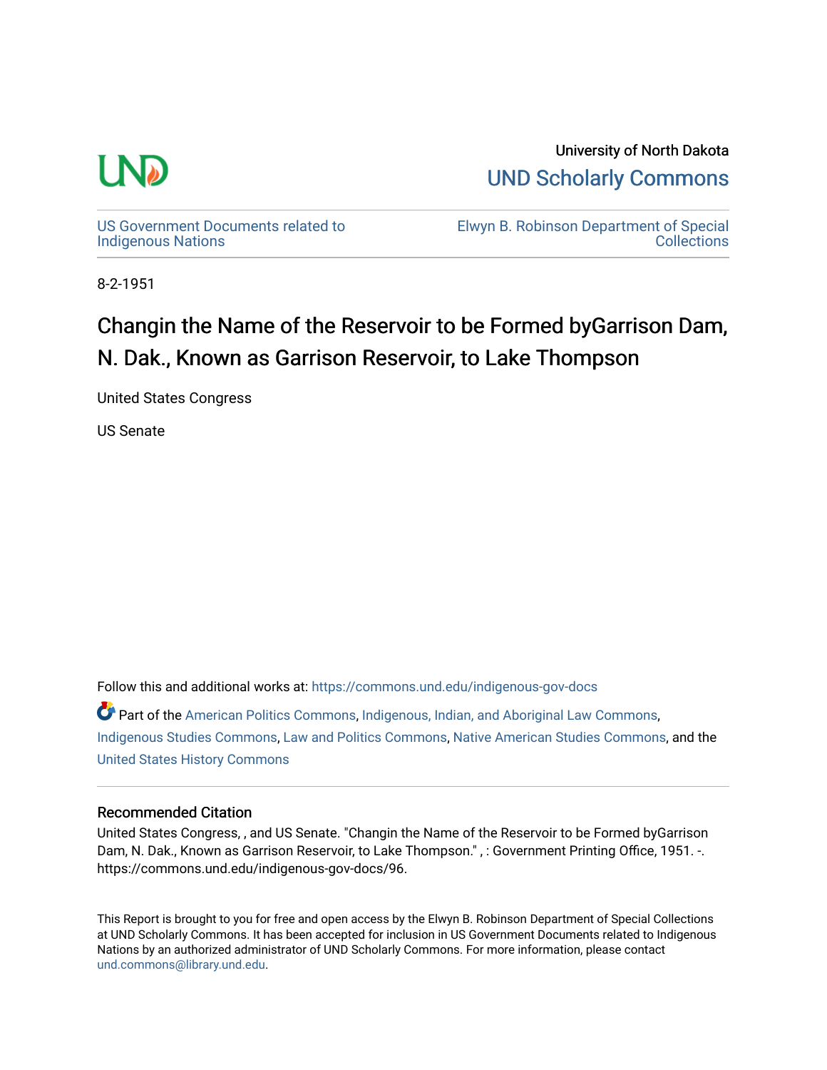University of North Dakota

UND Scholarly Commons

US Government Documents related to Indigenous Nations

Elwyn B. Robinson Department of Special Collections

8-2-1951

# Changin the Name of the Reservoir to be Formed byGarrison Dam, N. Dak., Known as Garrison Reservoir, to Lake Thompson

United States Congress

US Senate

Follow this and additional works at: https://commons.und.edu/indigenous-gov-docs

Part of the American Politics Commons, Indigenous, Indian, and Aboriginal Law Commons, Indigenous Studies Commons, Law and Politics Commons, Native American Studies Commons, and the United States History Commons

## Recommended Citation

United States Congress, , and US Senate. "Changin the Name of the Reservoir to be Formed byGarrison Dam, N. Dak., Known as Garrison Reservoir, to Lake Thompson." , : Government Printing Office, 1951. -. https://commons.und.edu/indigenous-gov-docs/96.

This Report is brought to you for free and open access by the Elwyn B. Robinson Department of Special Collections at UND Scholarly Commons. It has been accepted for inclusion in US Government Documents related to Indigenous Nations by an authorized administrator of UND Scholarly Commons. For more information, please contact und.commons@library.und.edu.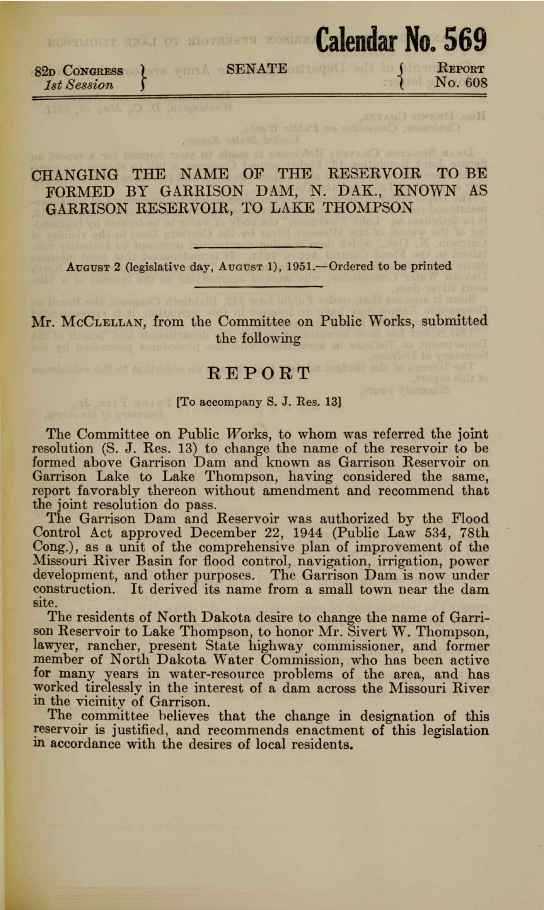**Calendar No. 569**

82D CONGRESS, 1st Session — SENATE — REPORT No. 608

# CHANGING THE NAME OF THE RESERVOIR TO BE FORMED BY GARRISON DAM, N. DAK., KNOWN AS GARRISON RESERVOIR, TO LAKE THOMPSON

AUGUST 2 (legislative day, AUGUST 1), 1951.—Ordered to be printed

Mr. MCCLELLAN, from the Committee on Public Works, submitted the following

## REPORT

[To accompany S. J. Res. 13]

The Committee on Public Works, to whom was referred the joint resolution (S. J. Res. 13) to change the name of the reservoir to be formed above Garrison Dam and known as Garrison Reservoir on Garrison Lake to Lake Thompson, having considered the same, report favorably thereon without amendment and recommend that the joint resolution do pass.

The Garrison Dam and Reservoir was authorized by the Flood Control Act approved December 22, 1944 (Public Law 534, 78th Cong.), as a unit of the comprehensive plan of improvement of the Missouri River Basin for flood control, navigation, irrigation, power development, and other purposes. The Garrison Dam is now under construction. It derived its name from a small town near the dam site.

The residents of North Dakota desire to change the name of Garrison Reservoir to Lake Thompson, to honor Mr. Sivert W. Thompson, lawyer, rancher, present State highway commissioner, and former member of North Dakota Water Commission, who has been active for many years in water-resource problems of the area, and has worked tirelessly in the interest of a dam across the Missouri River in the vicinity of Garrison.

The committee believes that the change in designation of this reservoir is justified, and recommends enactment of this legislation in accordance with the desires of local residents.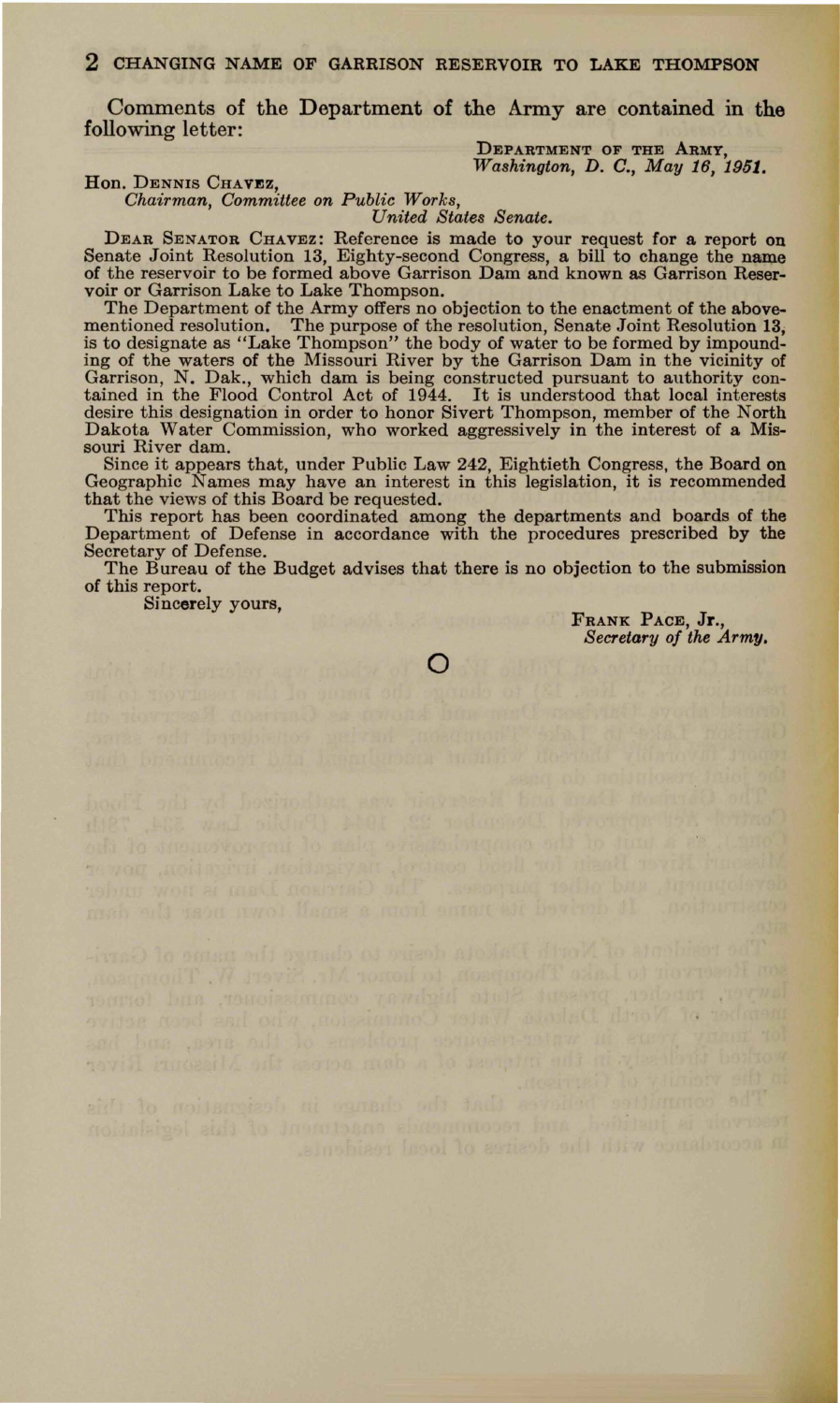Comments of the Department of the Army are contained in the following letter:

DEPARTMENT OF THE ARMY,
*Washington, D. C., May 16, 1951.*

Hon. DENNIS CHAVEZ,
*Chairman, Committee on Public Works,*
*United States Senate.*

DEAR SENATOR CHAVEZ: Reference is made to your request for a report on Senate Joint Resolution 13, Eighty-second Congress, a bill to change the name of the reservoir to be formed above Garrison Dam and known as Garrison Reservoir or Garrison Lake to Lake Thompson.

The Department of the Army offers no objection to the enactment of the above-mentioned resolution. The purpose of the resolution, Senate Joint Resolution 13, is to designate as "Lake Thompson" the body of water to be formed by impounding of the waters of the Missouri River by the Garrison Dam in the vicinity of Garrison, N. Dak., which dam is being constructed pursuant to authority contained in the Flood Control Act of 1944. It is understood that local interests desire this designation in order to honor Sivert Thompson, member of the North Dakota Water Commission, who worked aggressively in the interest of a Missouri River dam.

Since it appears that, under Public Law 242, Eightieth Congress, the Board on Geographic Names may have an interest in this legislation, it is recommended that the views of this Board be requested.

This report has been coordinated among the departments and boards of the Department of Defense in accordance with the procedures prescribed by the Secretary of Defense.

The Bureau of the Budget advises that there is no objection to the submission of this report.

Sincerely yours,

FRANK PACE, Jr.,
*Secretary of the Army.*

O